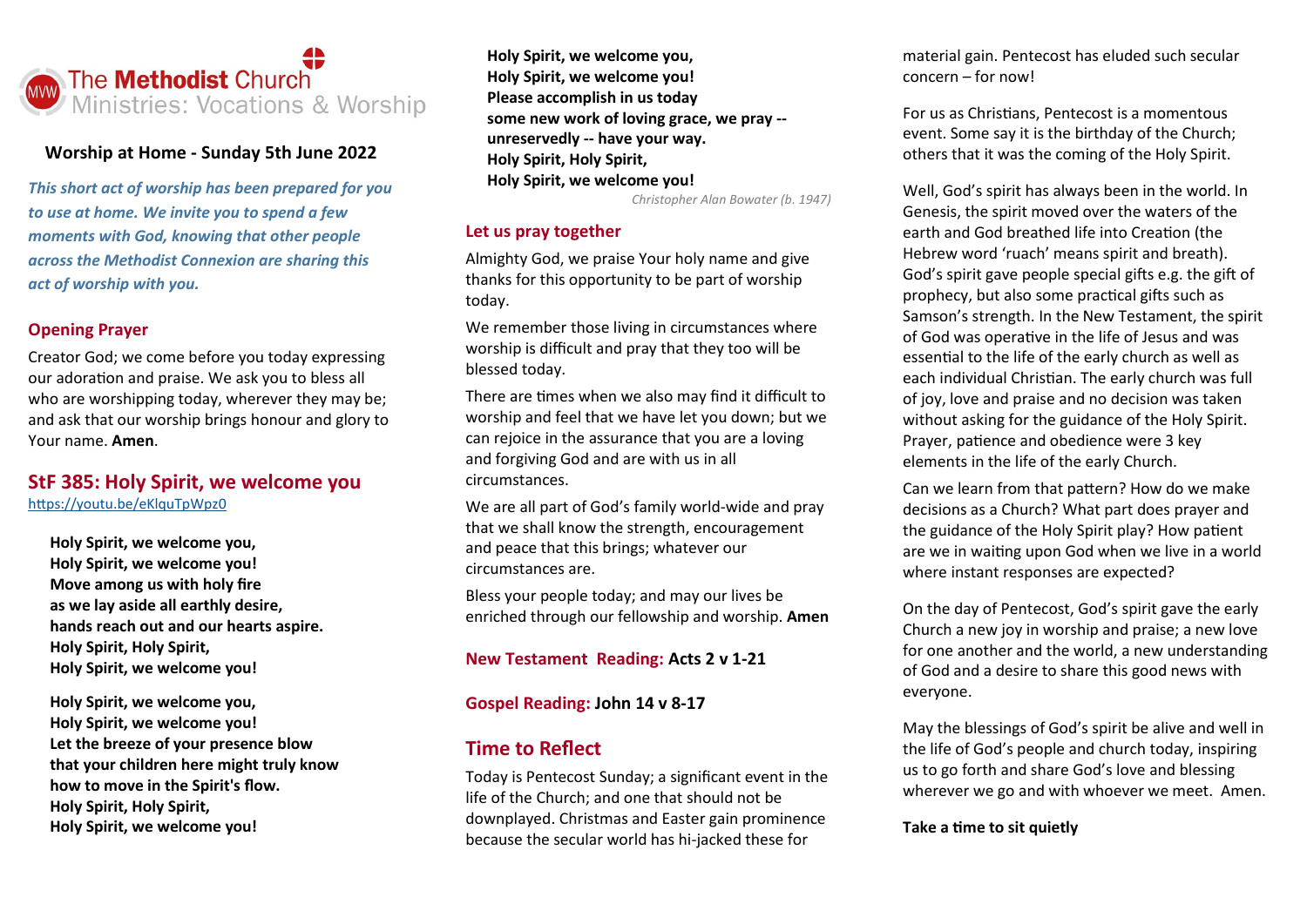The Methodist Church
Ministries: Vocations & Worship

## Worship at Home - Sunday 5th June 2022

***This short act of worship has been prepared for you to use at home. We invite you to spend a few moments with God, knowing that other people across the Methodist Connexion are sharing this act of worship with you.***

### Opening Prayer

Creator God; we come before you today expressing our adoration and praise. We ask you to bless all who are worshipping today, wherever they may be; and ask that our worship brings honour and glory to Your name. **Amen**.

### StF 385: Holy Spirit, we welcome you

https://youtu.be/eKlquTpWpz0

**Holy Spirit, we welcome you,**
**Holy Spirit, we welcome you!**
**Move among us with holy fire**
**as we lay aside all earthly desire,**
**hands reach out and our hearts aspire.**
**Holy Spirit, Holy Spirit,**
**Holy Spirit, we welcome you!**

**Holy Spirit, we welcome you,**
**Holy Spirit, we welcome you!**
**Let the breeze of your presence blow**
**that your children here might truly know**
**how to move in the Spirit's flow.**
**Holy Spirit, Holy Spirit,**
**Holy Spirit, we welcome you!**

**Holy Spirit, we welcome you,**
**Holy Spirit, we welcome you!**
**Please accomplish in us today**
**some new work of loving grace, we pray --**
**unreservedly -- have your way.**
**Holy Spirit, Holy Spirit,**
**Holy Spirit, we welcome you!**

*Christopher Alan Bowater (b. 1947)*

### Let us pray together

Almighty God, we praise Your holy name and give thanks for this opportunity to be part of worship today.

We remember those living in circumstances where worship is difficult and pray that they too will be blessed today.

There are times when we also may find it difficult to worship and feel that we have let you down; but we can rejoice in the assurance that you are a loving and forgiving God and are with us in all circumstances.

We are all part of God's family world-wide and pray that we shall know the strength, encouragement and peace that this brings; whatever our circumstances are.

Bless your people today; and may our lives be enriched through our fellowship and worship. **Amen**

### New Testament Reading: Acts 2 v 1-21

### Gospel Reading: John 14 v 8-17

### Time to Reflect

Today is Pentecost Sunday; a significant event in the life of the Church; and one that should not be downplayed. Christmas and Easter gain prominence because the secular world has hi-jacked these for material gain. Pentecost has eluded such secular concern – for now!

For us as Christians, Pentecost is a momentous event. Some say it is the birthday of the Church; others that it was the coming of the Holy Spirit.

Well, God's spirit has always been in the world. In Genesis, the spirit moved over the waters of the earth and God breathed life into Creation (the Hebrew word 'ruach' means spirit and breath). God's spirit gave people special gifts e.g. the gift of prophecy, but also some practical gifts such as Samson's strength. In the New Testament, the spirit of God was operative in the life of Jesus and was essential to the life of the early church as well as each individual Christian. The early church was full of joy, love and praise and no decision was taken without asking for the guidance of the Holy Spirit. Prayer, patience and obedience were 3 key elements in the life of the early Church.

Can we learn from that pattern? How do we make decisions as a Church? What part does prayer and the guidance of the Holy Spirit play? How patient are we in waiting upon God when we live in a world where instant responses are expected?

On the day of Pentecost, God's spirit gave the early Church a new joy in worship and praise; a new love for one another and the world, a new understanding of God and a desire to share this good news with everyone.

May the blessings of God's spirit be alive and well in the life of God's people and church today, inspiring us to go forth and share God's love and blessing wherever we go and with whoever we meet. Amen.

**Take a time to sit quietly**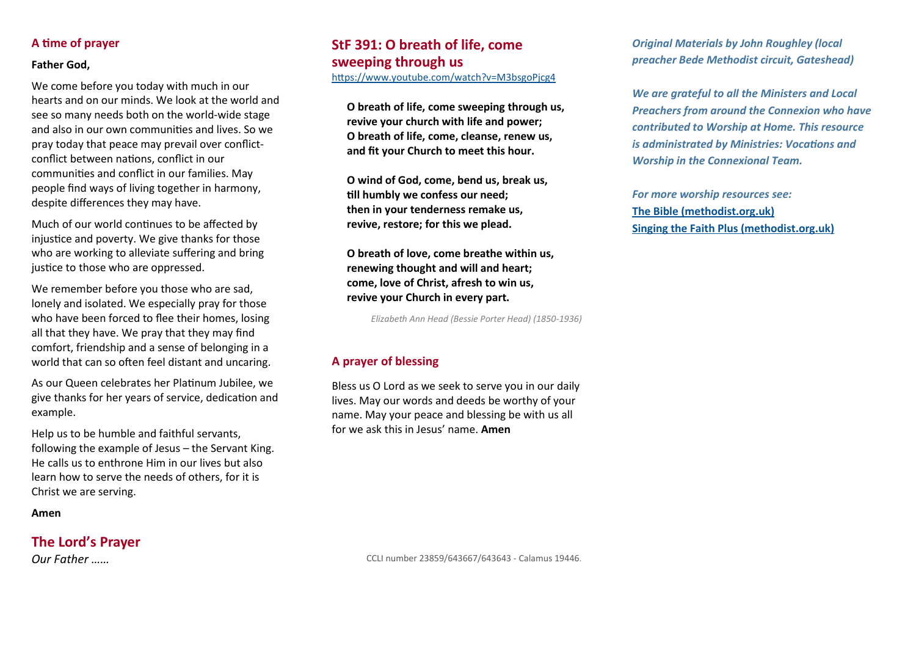## A time of prayer

**Father God,**

We come before you today with much in our hearts and on our minds. We look at the world and see so many needs both on the world-wide stage and also in our own communities and lives. So we pray today that peace may prevail over conflict- conflict between nations, conflict in our communities and conflict in our families. May people find ways of living together in harmony, despite differences they may have.

Much of our world continues to be affected by injustice and poverty. We give thanks for those who are working to alleviate suffering and bring justice to those who are oppressed.

We remember before you those who are sad, lonely and isolated. We especially pray for those who have been forced to flee their homes, losing all that they have. We pray that they may find comfort, friendship and a sense of belonging in a world that can so often feel distant and uncaring.

As our Queen celebrates her Platinum Jubilee, we give thanks for her years of service, dedication and example.

Help us to be humble and faithful servants, following the example of Jesus – the Servant King. He calls us to enthrone Him in our lives but also learn how to serve the needs of others, for it is Christ we are serving.

**Amen**

## The Lord's Prayer

*Our Father ……*

## StF 391: O breath of life, come sweeping through us

https://www.youtube.com/watch?v=M3bsgoPjcg4

**O breath of life, come sweeping through us,**
**revive your church with life and power;**
**O breath of life, come, cleanse, renew us,**
**and fit your Church to meet this hour.**

**O wind of God, come, bend us, break us,**
**till humbly we confess our need;**
**then in your tenderness remake us,**
**revive, restore; for this we plead.**

**O breath of love, come breathe within us,**
**renewing thought and will and heart;**
**come, love of Christ, afresh to win us,**
**revive your Church in every part.**

*Elizabeth Ann Head (Bessie Porter Head) (1850-1936)*

## A prayer of blessing

Bless us O Lord as we seek to serve you in our daily lives. May our words and deeds be worthy of your name. May your peace and blessing be with us all for we ask this in Jesus' name. **Amen**

CCLI number 23859/643667/643643 - Calamus 19446.

***Original Materials by John Roughley (local preacher Bede Methodist circuit, Gateshead)***

***We are grateful to all the Ministers and Local Preachers from around the Connexion who have contributed to Worship at Home. This resource is administrated by Ministries: Vocations and Worship in the Connexional Team.***

***For more worship resources see:***
**The Bible (methodist.org.uk)**
**Singing the Faith Plus (methodist.org.uk)**